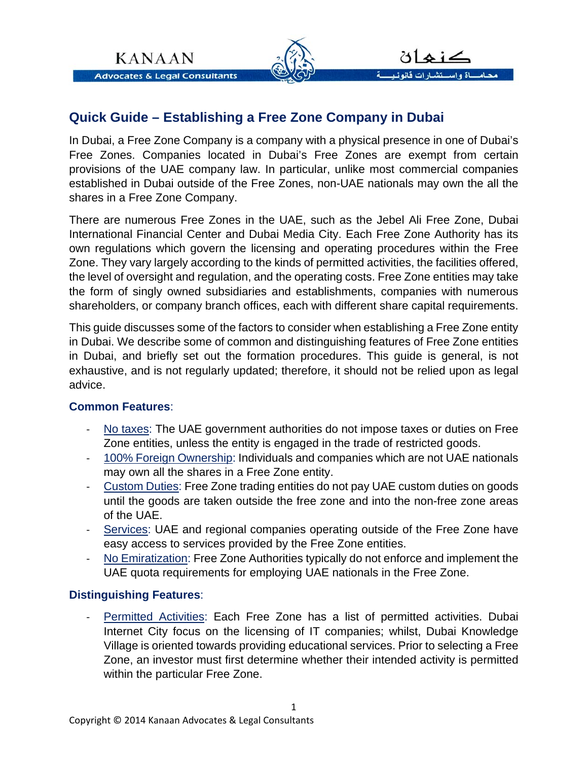# Quick Guide – Establishing a Free Zone Company in Dubai

In Dubai, a Free Zone Company is a company with a physical presence in one of Dubai's Free Zones. Companies located in Dubai's Free Zones are exempt from certain provisions of the UAE company law. In particular, unlike most commercial companies established in Dubai outside of the Free Zones, non-UAE nationals may own the all the shares in a Free Zone Company.

There are numerous Free Zones in the UAE, such as the Jebel Ali Free Zone, Dubai International Financial Center and Dubai Media City. Each Free Zone Authority has its own regulations which govern the licensing and operating procedures within the Free Zone. They vary largely according to the kinds of permitted activities, the facilities offered, the level of oversight and regulation, and the operating costs. Free Zone entities may take the form of singly owned subsidiaries and establishments, companies with numerous shareholders, or company branch offices, each with different share capital requirements.

This guide discusses some of the factors to consider when establishing a Free Zone entity in Dubai. We describe some of common and distinguishing features of Free Zone entities in Dubai, and briefly set out the formation procedures. This guide is general, is not exhaustive, and is not regularly updated; therefore, it should not be relied upon as legal advice.

### Common Features:

- No taxes: The UAE government authorities do not impose taxes or duties on Free Zone entities, unless the entity is engaged in the trade of restricted goods.
- 100% Foreign Ownership: Individuals and companies which are not UAE nationals may own all the shares in a Free Zone entity.
- Custom Duties: Free Zone trading entities do not pay UAE custom duties on goods until the goods are taken outside the free zone and into the non-free zone areas of the UAE.
- Services: UAE and regional companies operating outside of the Free Zone have easy access to services provided by the Free Zone entities.
- No Emiratization: Free Zone Authorities typically do not enforce and implement the UAE quota requirements for employing UAE nationals in the Free Zone.

### Distinguishing Features:

- Permitted Activities: Each Free Zone has a list of permitted activities. Dubai Internet City focus on the licensing of IT companies; whilst, Dubai Knowledge Village is oriented towards providing educational services. Prior to selecting a Free Zone, an investor must first determine whether their intended activity is permitted within the particular Free Zone.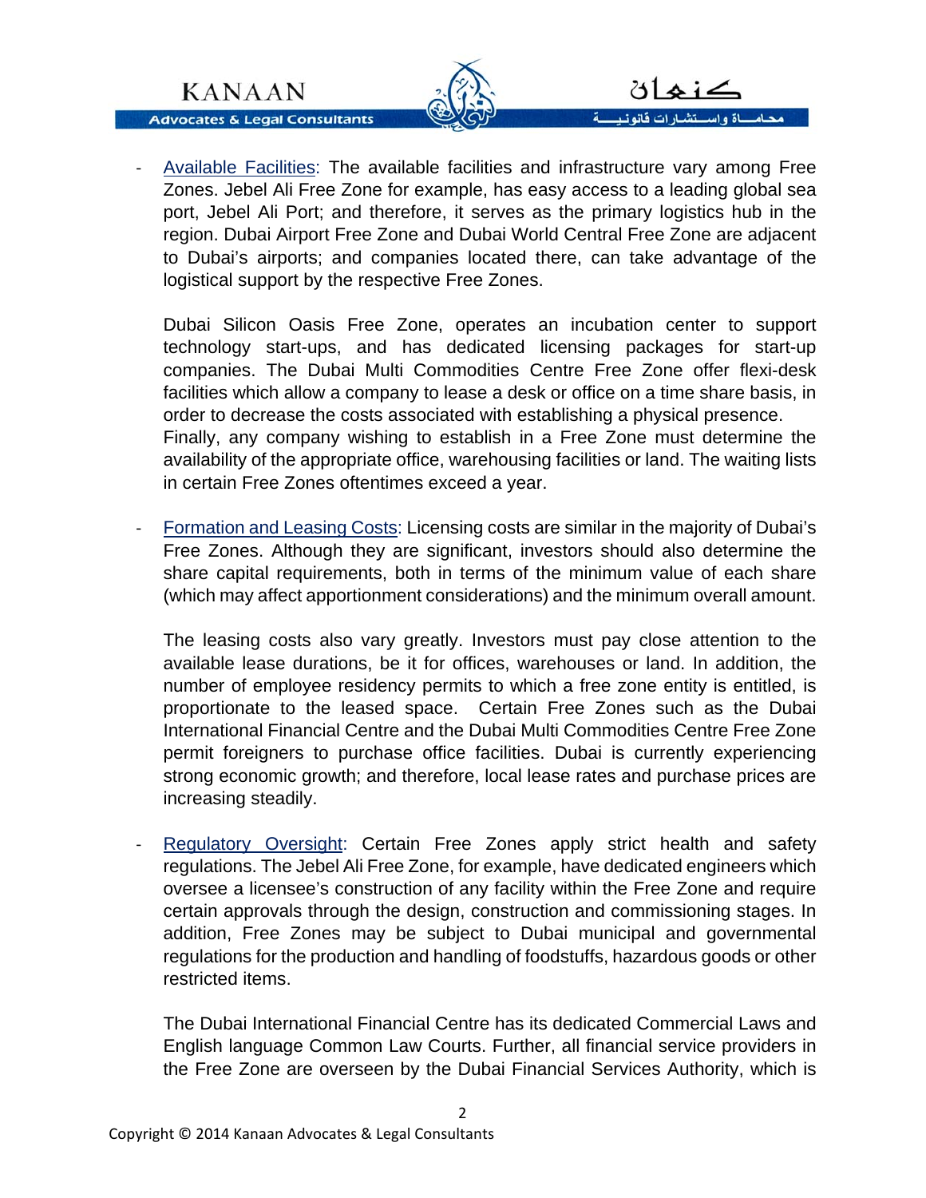- Available Facilities: The available facilities and infrastructure vary among Free Zones. Jebel Ali Free Zone for example, has easy access to a leading global sea port, Jebel Ali Port; and therefore, it serves as the primary logistics hub in the region. Dubai Airport Free Zone and Dubai World Central Free Zone are adjacent to Dubai's airports; and companies located there, can take advantage of the logistical support by the respective Free Zones.

  Dubai Silicon Oasis Free Zone, operates an incubation center to support technology start-ups, and has dedicated licensing packages for start-up companies. The Dubai Multi Commodities Centre Free Zone offer flexi-desk facilities which allow a company to lease a desk or office on a time share basis, in order to decrease the costs associated with establishing a physical presence.
  Finally, any company wishing to establish in a Free Zone must determine the availability of the appropriate office, warehousing facilities or land. The waiting lists in certain Free Zones oftentimes exceed a year.

- Formation and Leasing Costs: Licensing costs are similar in the majority of Dubai's Free Zones. Although they are significant, investors should also determine the share capital requirements, both in terms of the minimum value of each share (which may affect apportionment considerations) and the minimum overall amount.

  The leasing costs also vary greatly. Investors must pay close attention to the available lease durations, be it for offices, warehouses or land. In addition, the number of employee residency permits to which a free zone entity is entitled, is proportionate to the leased space. Certain Free Zones such as the Dubai International Financial Centre and the Dubai Multi Commodities Centre Free Zone permit foreigners to purchase office facilities. Dubai is currently experiencing strong economic growth; and therefore, local lease rates and purchase prices are increasing steadily.

- Regulatory Oversight: Certain Free Zones apply strict health and safety regulations. The Jebel Ali Free Zone, for example, have dedicated engineers which oversee a licensee's construction of any facility within the Free Zone and require certain approvals through the design, construction and commissioning stages. In addition, Free Zones may be subject to Dubai municipal and governmental regulations for the production and handling of foodstuffs, hazardous goods or other restricted items.

  The Dubai International Financial Centre has its dedicated Commercial Laws and English language Common Law Courts. Further, all financial service providers in the Free Zone are overseen by the Dubai Financial Services Authority, which is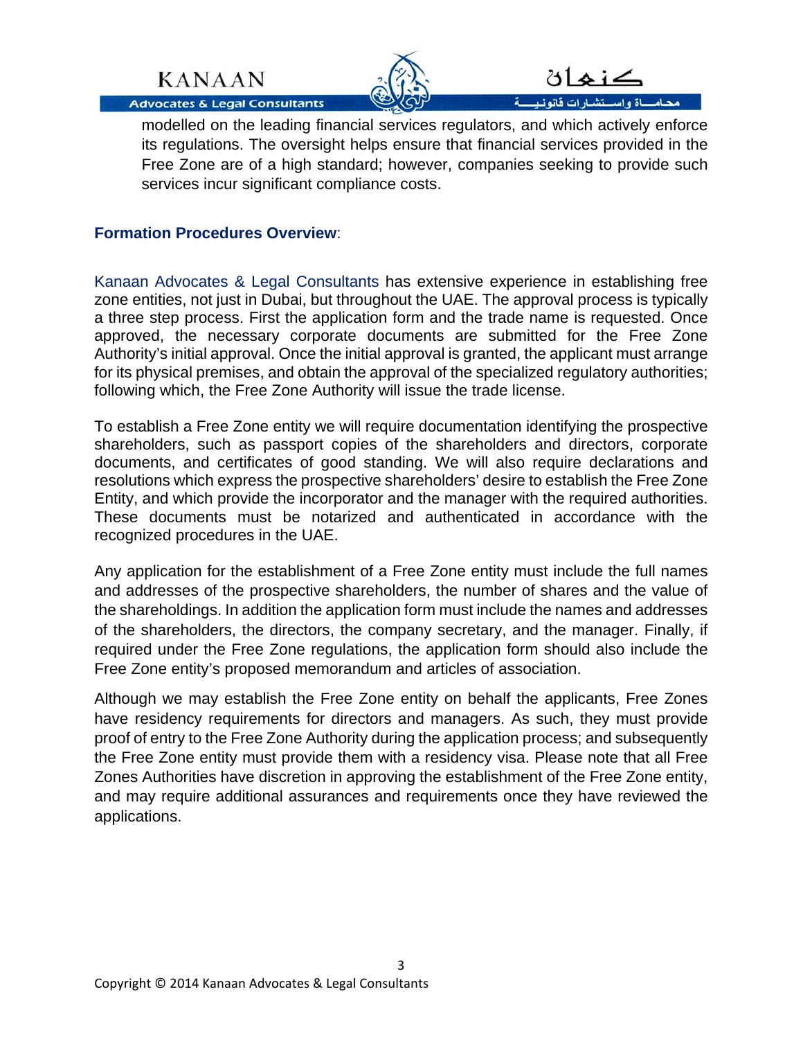modelled on the leading financial services regulators, and which actively enforce its regulations. The oversight helps ensure that financial services provided in the Free Zone are of a high standard; however, companies seeking to provide such services incur significant compliance costs.

**Formation Procedures Overview**:

Kanaan Advocates & Legal Consultants has extensive experience in establishing free zone entities, not just in Dubai, but throughout the UAE. The approval process is typically a three step process. First the application form and the trade name is requested. Once approved, the necessary corporate documents are submitted for the Free Zone Authority's initial approval. Once the initial approval is granted, the applicant must arrange for its physical premises, and obtain the approval of the specialized regulatory authorities; following which, the Free Zone Authority will issue the trade license.

To establish a Free Zone entity we will require documentation identifying the prospective shareholders, such as passport copies of the shareholders and directors, corporate documents, and certificates of good standing. We will also require declarations and resolutions which express the prospective shareholders' desire to establish the Free Zone Entity, and which provide the incorporator and the manager with the required authorities. These documents must be notarized and authenticated in accordance with the recognized procedures in the UAE.

Any application for the establishment of a Free Zone entity must include the full names and addresses of the prospective shareholders, the number of shares and the value of the shareholdings. In addition the application form must include the names and addresses of the shareholders, the directors, the company secretary, and the manager. Finally, if required under the Free Zone regulations, the application form should also include the Free Zone entity's proposed memorandum and articles of association.

Although we may establish the Free Zone entity on behalf the applicants, Free Zones have residency requirements for directors and managers. As such, they must provide proof of entry to the Free Zone Authority during the application process; and subsequently the Free Zone entity must provide them with a residency visa. Please note that all Free Zones Authorities have discretion in approving the establishment of the Free Zone entity, and may require additional assurances and requirements once they have reviewed the applications.

Copyright © 2014 Kanaan Advocates & Legal Consultants